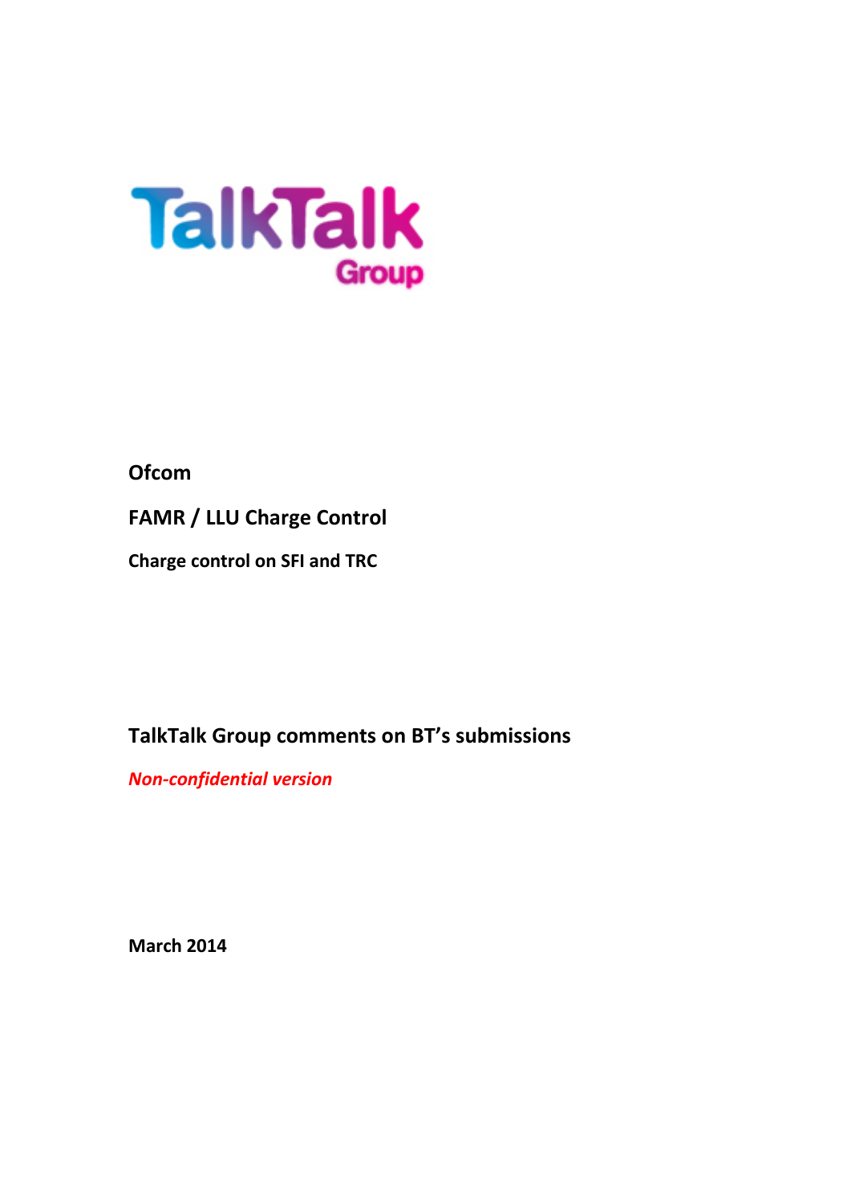TalkTalk Group

**Ofcom**

**FAMR / LLU Charge Control**

**Charge control on SFI and TRC**

**TalkTalk Group comments on BT's submissions**

***Non-confidential version***

**March 2014**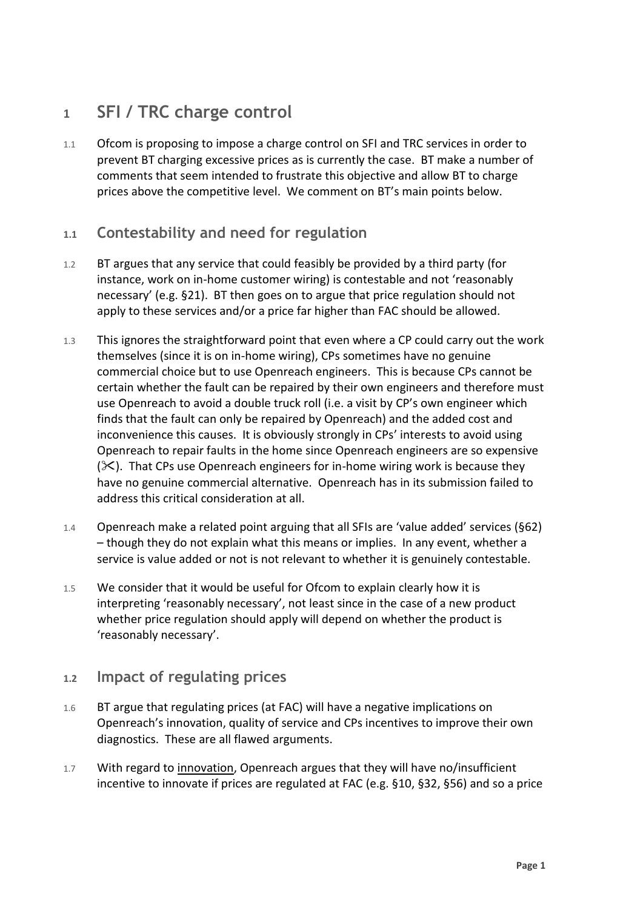# 1 SFI / TRC charge control

1.1 Ofcom is proposing to impose a charge control on SFI and TRC services in order to prevent BT charging excessive prices as is currently the case. BT make a number of comments that seem intended to frustrate this objective and allow BT to charge prices above the competitive level. We comment on BT's main points below.

## 1.1 Contestability and need for regulation

1.2 BT argues that any service that could feasibly be provided by a third party (for instance, work on in-home customer wiring) is contestable and not 'reasonably necessary' (e.g. §21). BT then goes on to argue that price regulation should not apply to these services and/or a price far higher than FAC should be allowed.

1.3 This ignores the straightforward point that even where a CP could carry out the work themselves (since it is on in-home wiring), CPs sometimes have no genuine commercial choice but to use Openreach engineers. This is because CPs cannot be certain whether the fault can be repaired by their own engineers and therefore must use Openreach to avoid a double truck roll (i.e. a visit by CP's own engineer which finds that the fault can only be repaired by Openreach) and the added cost and inconvenience this causes. It is obviously strongly in CPs' interests to avoid using Openreach to repair faults in the home since Openreach engineers are so expensive (✂). That CPs use Openreach engineers for in-home wiring work is because they have no genuine commercial alternative. Openreach has in its submission failed to address this critical consideration at all.

1.4 Openreach make a related point arguing that all SFIs are 'value added' services (§62) – though they do not explain what this means or implies. In any event, whether a service is value added or not is not relevant to whether it is genuinely contestable.

1.5 We consider that it would be useful for Ofcom to explain clearly how it is interpreting 'reasonably necessary', not least since in the case of a new product whether price regulation should apply will depend on whether the product is 'reasonably necessary'.

## 1.2 Impact of regulating prices

1.6 BT argue that regulating prices (at FAC) will have a negative implications on Openreach's innovation, quality of service and CPs incentives to improve their own diagnostics. These are all flawed arguments.

1.7 With regard to innovation, Openreach argues that they will have no/insufficient incentive to innovate if prices are regulated at FAC (e.g. §10, §32, §56) and so a price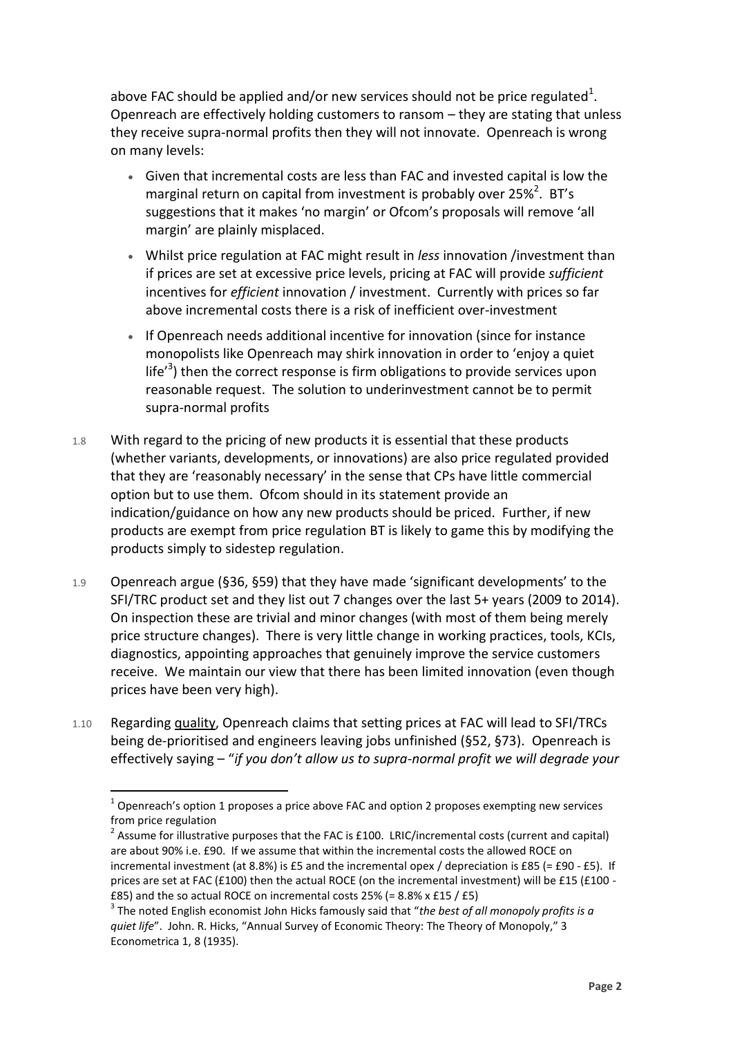above FAC should be applied and/or new services should not be price regulated[1]. Openreach are effectively holding customers to ransom – they are stating that unless they receive supra-normal profits then they will not innovate. Openreach is wrong on many levels:

- Given that incremental costs are less than FAC and invested capital is low the marginal return on capital from investment is probably over 25%[2]. BT's suggestions that it makes 'no margin' or Ofcom's proposals will remove 'all margin' are plainly misplaced.
- Whilst price regulation at FAC might result in *less* innovation /investment than if prices are set at excessive price levels, pricing at FAC will provide *sufficient* incentives for *efficient* innovation / investment. Currently with prices so far above incremental costs there is a risk of inefficient over-investment
- If Openreach needs additional incentive for innovation (since for instance monopolists like Openreach may shirk innovation in order to 'enjoy a quiet life'[3]) then the correct response is firm obligations to provide services upon reasonable request. The solution to underinvestment cannot be to permit supra-normal profits

1.8 With regard to the pricing of new products it is essential that these products (whether variants, developments, or innovations) are also price regulated provided that they are 'reasonably necessary' in the sense that CPs have little commercial option but to use them. Ofcom should in its statement provide an indication/guidance on how any new products should be priced. Further, if new products are exempt from price regulation BT is likely to game this by modifying the products simply to sidestep regulation.

1.9 Openreach argue (§36, §59) that they have made 'significant developments' to the SFI/TRC product set and they list out 7 changes over the last 5+ years (2009 to 2014). On inspection these are trivial and minor changes (with most of them being merely price structure changes). There is very little change in working practices, tools, KCIs, diagnostics, appointing approaches that genuinely improve the service customers receive. We maintain our view that there has been limited innovation (even though prices have been very high).

1.10 Regarding quality, Openreach claims that setting prices at FAC will lead to SFI/TRCs being de-prioritised and engineers leaving jobs unfinished (§52, §73). Openreach is effectively saying – "*if you don't allow us to supra-normal profit we will degrade your*

---

[1] Openreach's option 1 proposes a price above FAC and option 2 proposes exempting new services from price regulation

[2] Assume for illustrative purposes that the FAC is £100. LRIC/incremental costs (current and capital) are about 90% i.e. £90. If we assume that within the incremental costs the allowed ROCE on incremental investment (at 8.8%) is £5 and the incremental opex / depreciation is £85 (= £90 - £5). If prices are set at FAC (£100) then the actual ROCE (on the incremental investment) will be £15 (£100 - £85) and the so actual ROCE on incremental costs 25% (= 8.8% x £15 / £5)

[3] The noted English economist John Hicks famously said that "*the best of all monopoly profits is a quiet life*". John. R. Hicks, "Annual Survey of Economic Theory: The Theory of Monopoly," 3 Econometrica 1, 8 (1935).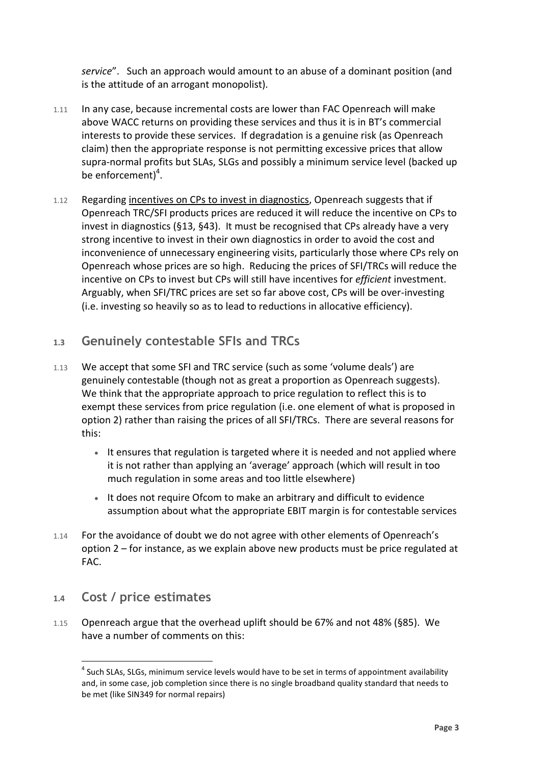*service*". Such an approach would amount to an abuse of a dominant position (and is the attitude of an arrogant monopolist).

1.11 In any case, because incremental costs are lower than FAC Openreach will make above WACC returns on providing these services and thus it is in BT's commercial interests to provide these services. If degradation is a genuine risk (as Openreach claim) then the appropriate response is not permitting excessive prices that allow supra-normal profits but SLAs, SLGs and possibly a minimum service level (backed up be enforcement)[4].

1.12 Regarding incentives on CPs to invest in diagnostics, Openreach suggests that if Openreach TRC/SFI products prices are reduced it will reduce the incentive on CPs to invest in diagnostics (§13, §43). It must be recognised that CPs already have a very strong incentive to invest in their own diagnostics in order to avoid the cost and inconvenience of unnecessary engineering visits, particularly those where CPs rely on Openreach whose prices are so high. Reducing the prices of SFI/TRCs will reduce the incentive on CPs to invest but CPs will still have incentives for *efficient* investment. Arguably, when SFI/TRC prices are set so far above cost, CPs will be over-investing (i.e. investing so heavily so as to lead to reductions in allocative efficiency).

## 1.3 Genuinely contestable SFIs and TRCs

1.13 We accept that some SFI and TRC service (such as some 'volume deals') are genuinely contestable (though not as great a proportion as Openreach suggests). We think that the appropriate approach to price regulation to reflect this is to exempt these services from price regulation (i.e. one element of what is proposed in option 2) rather than raising the prices of all SFI/TRCs. There are several reasons for this:

- It ensures that regulation is targeted where it is needed and not applied where it is not rather than applying an 'average' approach (which will result in too much regulation in some areas and too little elsewhere)
- It does not require Ofcom to make an arbitrary and difficult to evidence assumption about what the appropriate EBIT margin is for contestable services

1.14 For the avoidance of doubt we do not agree with other elements of Openreach's option 2 – for instance, as we explain above new products must be price regulated at FAC.

## 1.4 Cost / price estimates

1.15 Openreach argue that the overhead uplift should be 67% and not 48% (§85). We have a number of comments on this:

[4] Such SLAs, SLGs, minimum service levels would have to be set in terms of appointment availability and, in some case, job completion since there is no single broadband quality standard that needs to be met (like SIN349 for normal repairs)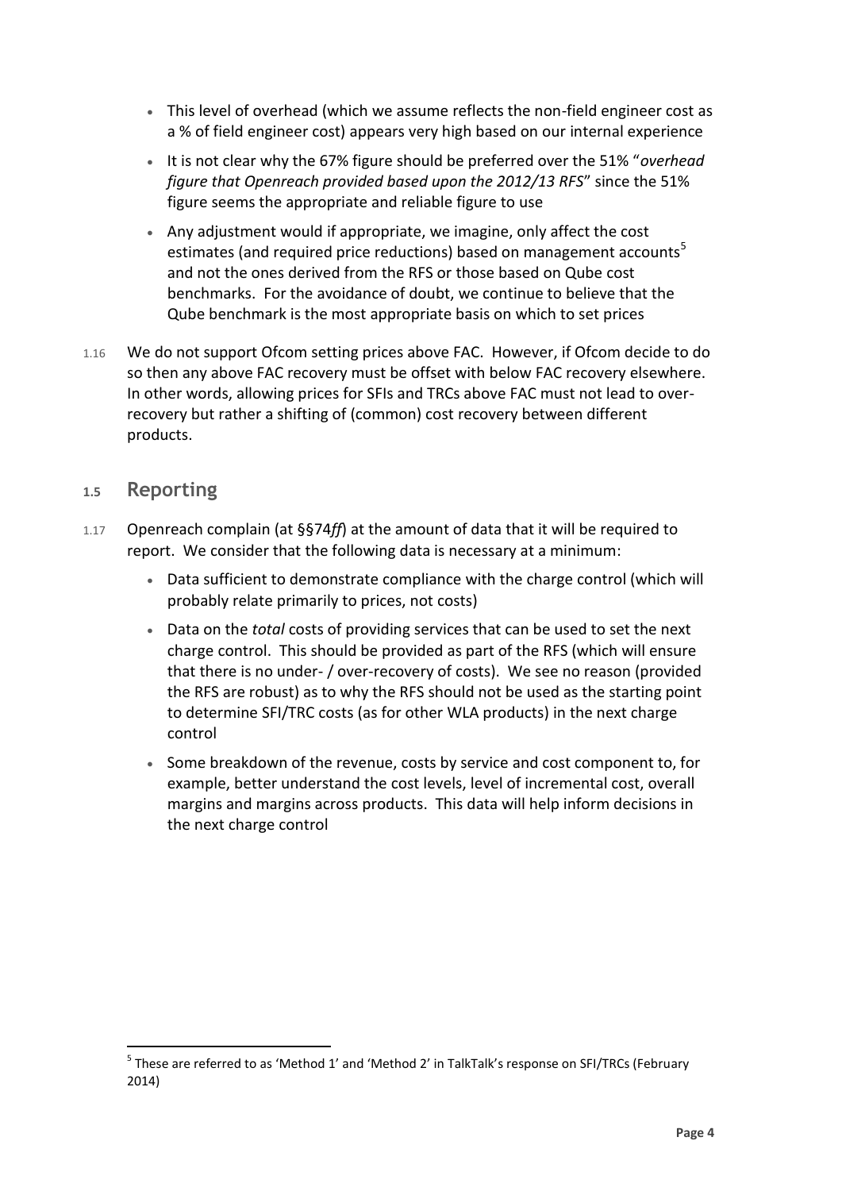- This level of overhead (which we assume reflects the non-field engineer cost as a % of field engineer cost) appears very high based on our internal experience
- It is not clear why the 67% figure should be preferred over the 51% "*overhead figure that Openreach provided based upon the 2012/13 RFS*" since the 51% figure seems the appropriate and reliable figure to use
- Any adjustment would if appropriate, we imagine, only affect the cost estimates (and required price reductions) based on management accounts[5] and not the ones derived from the RFS or those based on Qube cost benchmarks. For the avoidance of doubt, we continue to believe that the Qube benchmark is the most appropriate basis on which to set prices

1.16 We do not support Ofcom setting prices above FAC. However, if Ofcom decide to do so then any above FAC recovery must be offset with below FAC recovery elsewhere. In other words, allowing prices for SFIs and TRCs above FAC must not lead to over-recovery but rather a shifting of (common) cost recovery between different products.

## 1.5 Reporting

1.17 Openreach complain (at §§74*ff*) at the amount of data that it will be required to report. We consider that the following data is necessary at a minimum:

- Data sufficient to demonstrate compliance with the charge control (which will probably relate primarily to prices, not costs)
- Data on the *total* costs of providing services that can be used to set the next charge control. This should be provided as part of the RFS (which will ensure that there is no under- / over-recovery of costs). We see no reason (provided the RFS are robust) as to why the RFS should not be used as the starting point to determine SFI/TRC costs (as for other WLA products) in the next charge control
- Some breakdown of the revenue, costs by service and cost component to, for example, better understand the cost levels, level of incremental cost, overall margins and margins across products. This data will help inform decisions in the next charge control

[5] These are referred to as 'Method 1' and 'Method 2' in TalkTalk's response on SFI/TRCs (February 2014)